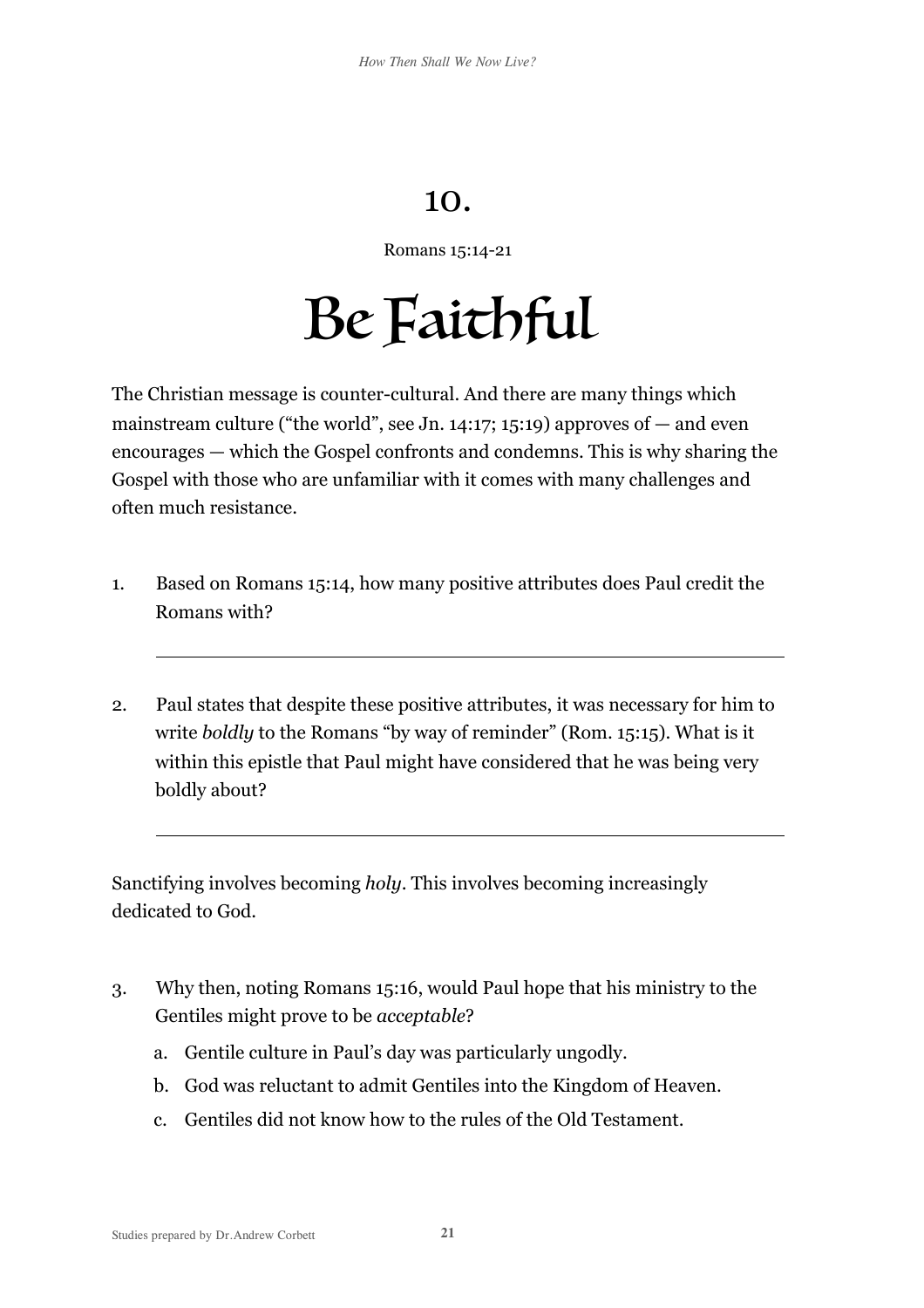# 10.

Romans 15:14-21

# Be Faithful

The Christian message is counter-cultural. And there are many things which mainstream culture ("the world", see Jn. 14:17; 15:19) approves of — and even encourages — which the Gospel confronts and condemns. This is why sharing the Gospel with those who are unfamiliar with it comes with many challenges and often much resistance.

1. Based on Romans 15:14, how many positive attributes does Paul credit the Romans with?

   ______________________________________________________

2. Paul states that despite these positive attributes, it was necessary for him to write *boldly* to the Romans "by way of reminder" (Rom. 15:15). What is it within this epistle that Paul might have considered that he was being very boldly about?

   ______________________________________________________

Sanctifying involves becoming *holy*. This involves becoming increasingly dedicated to God.

3. Why then, noting Romans 15:16, would Paul hope that his ministry to the Gentiles might prove to be *acceptable*?
   a. Gentile culture in Paul's day was particularly ungodly.
   b. God was reluctant to admit Gentiles into the Kingdom of Heaven.
   c. Gentiles did not know how to the rules of the Old Testament.

Studies prepared by Dr. Andrew Corbett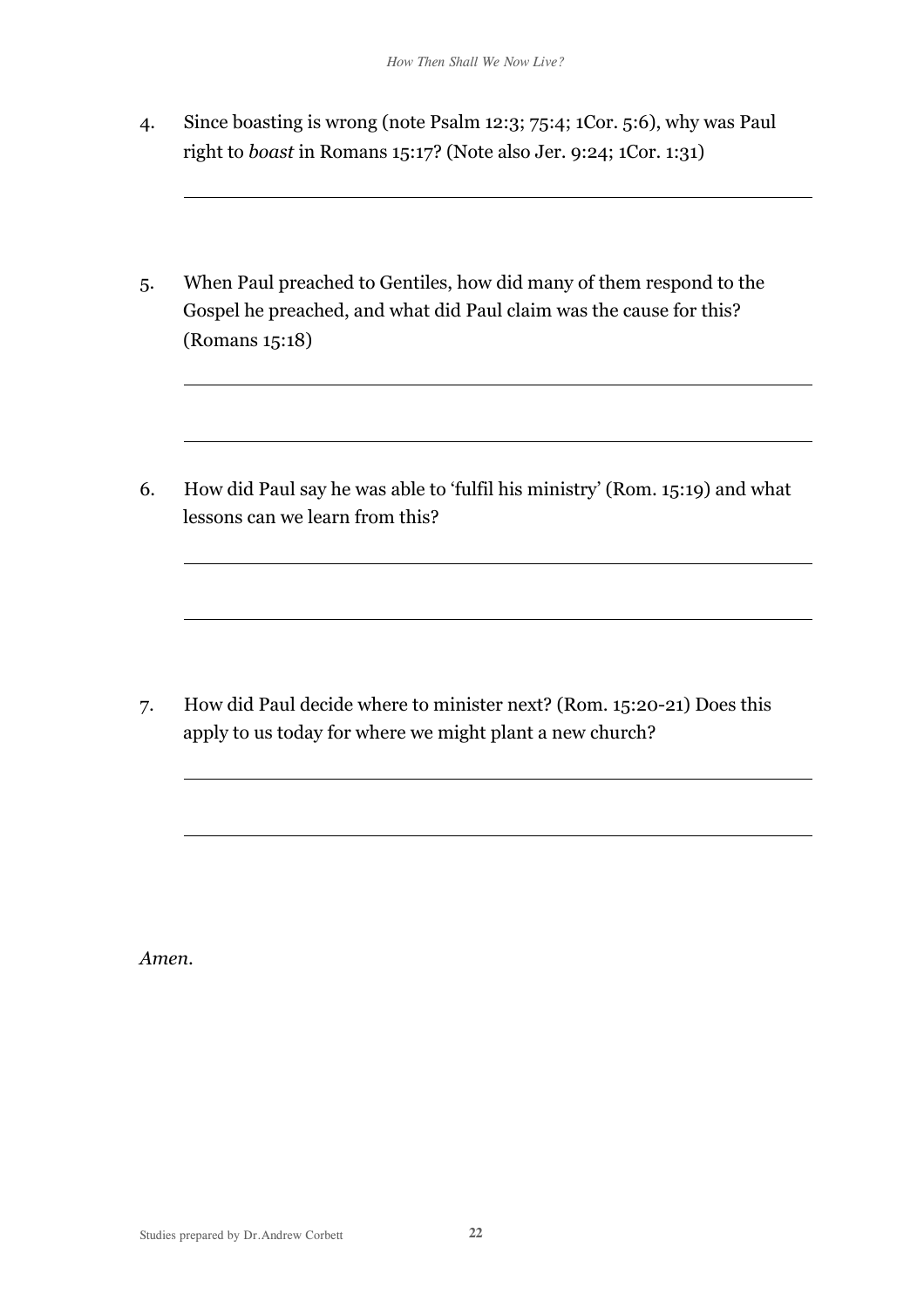4. Since boasting is wrong (note Psalm 12:3; 75:4; 1Cor. 5:6), why was Paul right to *boast* in Romans 15:17? (Note also Jer. 9:24; 1Cor. 1:31)

5. When Paul preached to Gentiles, how did many of them respond to the Gospel he preached, and what did Paul claim was the cause for this? (Romans 15:18)

6. How did Paul say he was able to 'fulfil his ministry' (Rom. 15:19) and what lessons can we learn from this?

7. How did Paul decide where to minister next? (Rom. 15:20-21) Does this apply to us today for where we might plant a new church?

*Amen.*